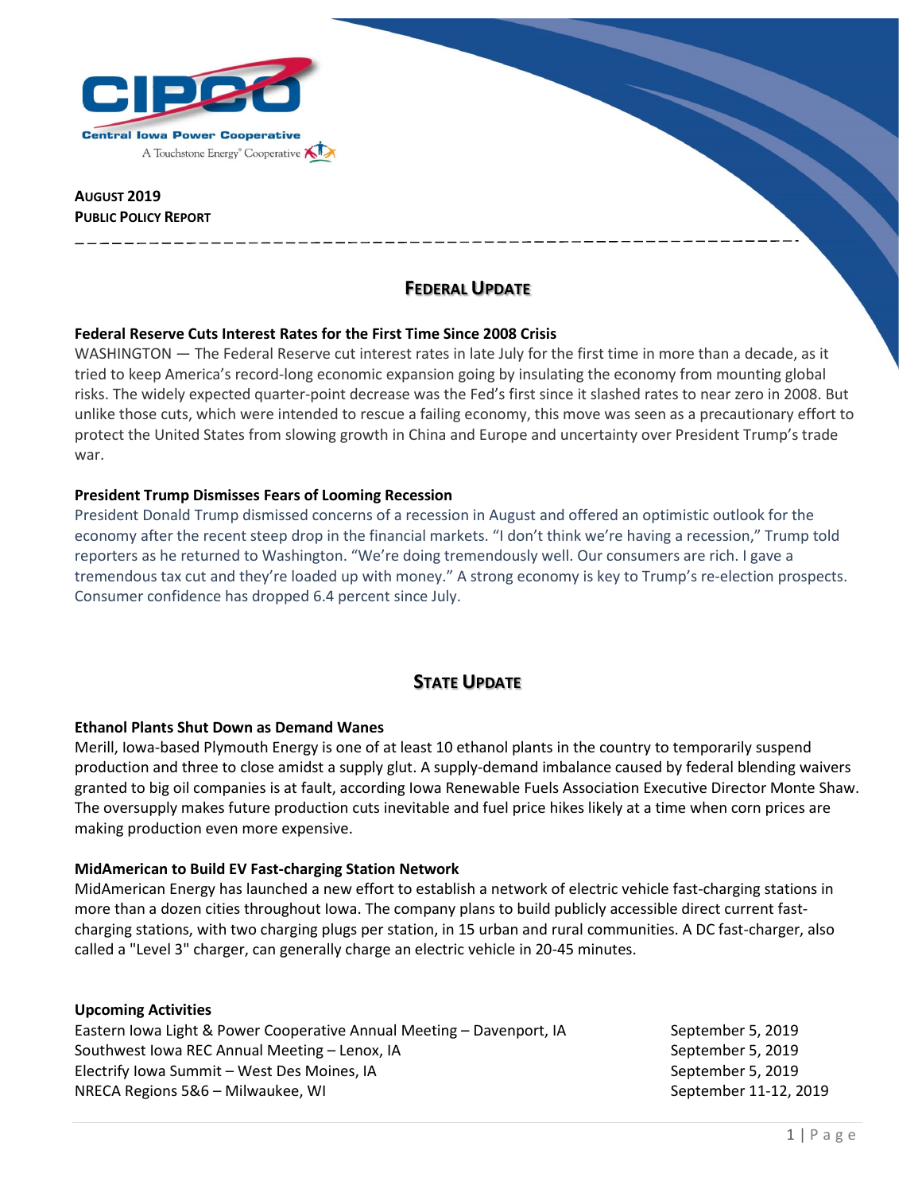Central Iowa Power Cooperative

A Touchstone Energy® Cooperative

**AUGUST 2019**
**PUBLIC POLICY REPORT**

## FEDERAL UPDATE

**Federal Reserve Cuts Interest Rates for the First Time Since 2008 Crisis**
WASHINGTON — The Federal Reserve cut interest rates in late July for the first time in more than a decade, as it tried to keep America's record-long economic expansion going by insulating the economy from mounting global risks. The widely expected quarter-point decrease was the Fed's first since it slashed rates to near zero in 2008. But unlike those cuts, which were intended to rescue a failing economy, this move was seen as a precautionary effort to protect the United States from slowing growth in China and Europe and uncertainty over President Trump's trade war.

**President Trump Dismisses Fears of Looming Recession**
President Donald Trump dismissed concerns of a recession in August and offered an optimistic outlook for the economy after the recent steep drop in the financial markets. "I don't think we're having a recession," Trump told reporters as he returned to Washington. "We're doing tremendously well. Our consumers are rich. I gave a tremendous tax cut and they're loaded up with money." A strong economy is key to Trump's re-election prospects. Consumer confidence has dropped 6.4 percent since July.

## STATE UPDATE

**Ethanol Plants Shut Down as Demand Wanes**
Merill, Iowa-based Plymouth Energy is one of at least 10 ethanol plants in the country to temporarily suspend production and three to close amidst a supply glut. A supply-demand imbalance caused by federal blending waivers granted to big oil companies is at fault, according Iowa Renewable Fuels Association Executive Director Monte Shaw. The oversupply makes future production cuts inevitable and fuel price hikes likely at a time when corn prices are making production even more expensive.

**MidAmerican to Build EV Fast-charging Station Network**
MidAmerican Energy has launched a new effort to establish a network of electric vehicle fast-charging stations in more than a dozen cities throughout Iowa. The company plans to build publicly accessible direct current fast-charging stations, with two charging plugs per station, in 15 urban and rural communities. A DC fast-charger, also called a "Level 3" charger, can generally charge an electric vehicle in 20-45 minutes.

**Upcoming Activities**

| | |
|---|---|
| Eastern Iowa Light & Power Cooperative Annual Meeting – Davenport, IA | September 5, 2019 |
| Southwest Iowa REC Annual Meeting – Lenox, IA | September 5, 2019 |
| Electrify Iowa Summit – West Des Moines, IA | September 5, 2019 |
| NRECA Regions 5&6 – Milwaukee, WI | September 11-12, 2019 |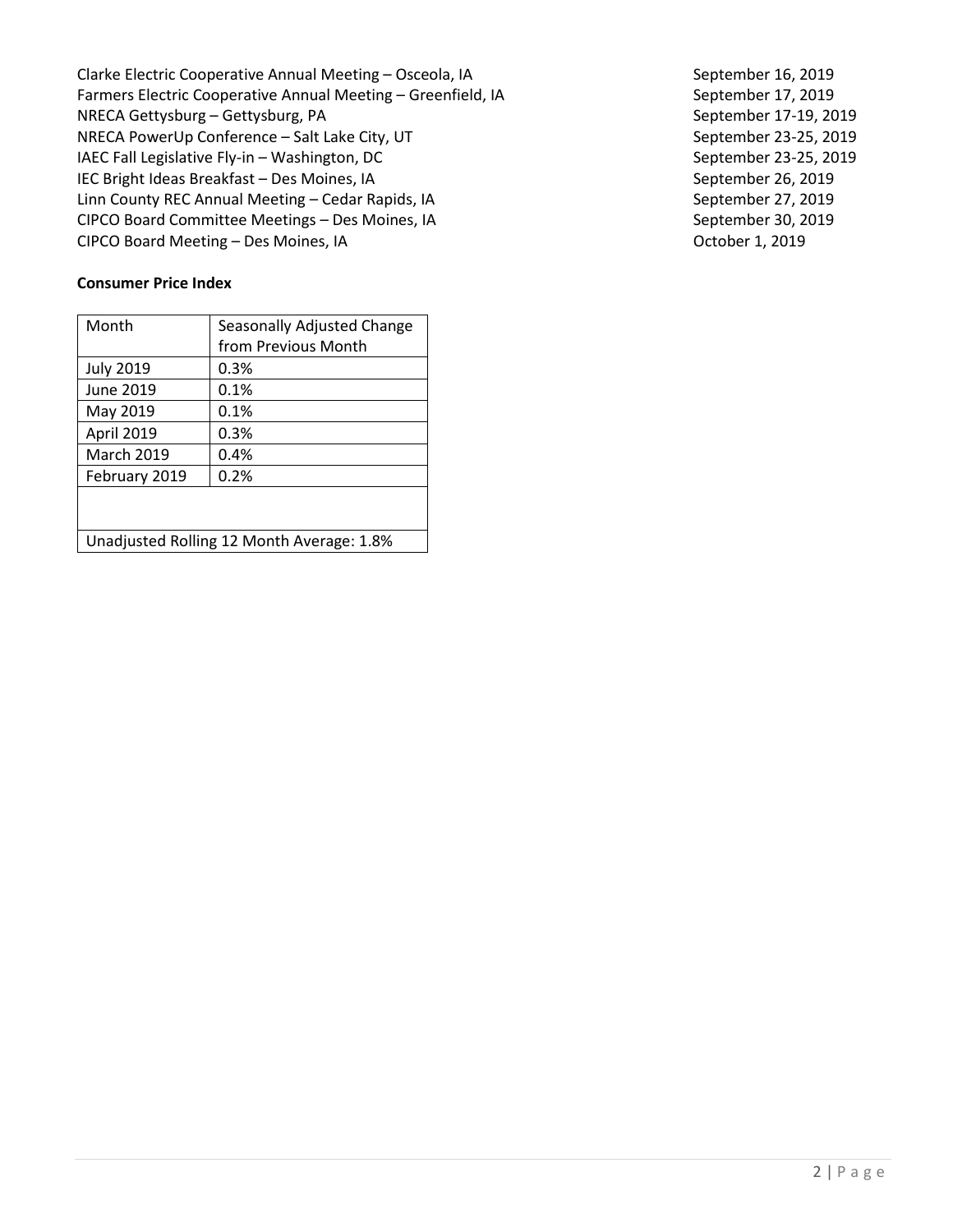Clarke Electric Cooperative Annual Meeting – Osceola, IA September 16, 2019
Farmers Electric Cooperative Annual Meeting – Greenfield, IA September 17, 2019
NRECA Gettysburg – Gettysburg, PA September 17-19, 2019
NRECA PowerUp Conference – Salt Lake City, UT September 23-25, 2019
IAEC Fall Legislative Fly-in – Washington, DC September 23-25, 2019
IEC Bright Ideas Breakfast – Des Moines, IA September 26, 2019
Linn County REC Annual Meeting – Cedar Rapids, IA September 27, 2019
CIPCO Board Committee Meetings – Des Moines, IA September 30, 2019
CIPCO Board Meeting – Des Moines, IA October 1, 2019

**Consumer Price Index**

| Month | Seasonally Adjusted Change from Previous Month |
|---|---|
| July 2019 | 0.3% |
| June 2019 | 0.1% |
| May 2019 | 0.1% |
| April 2019 | 0.3% |
| March 2019 | 0.4% |
| February 2019 | 0.2% |
| | |
| Unadjusted Rolling 12 Month Average: 1.8% | |